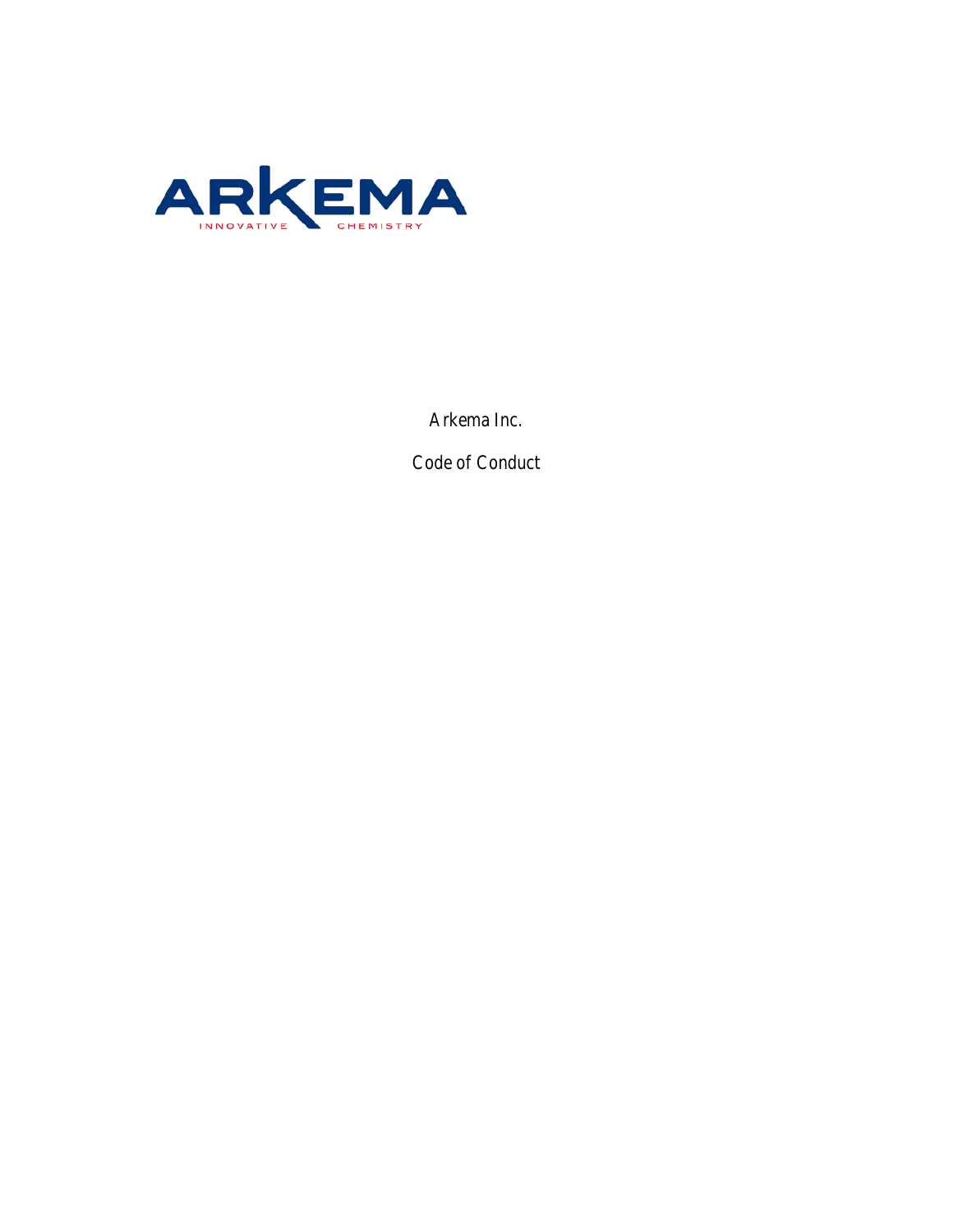ARKEMA

INNOVATIVE CHEMISTRY

Arkema Inc.

Code of Conduct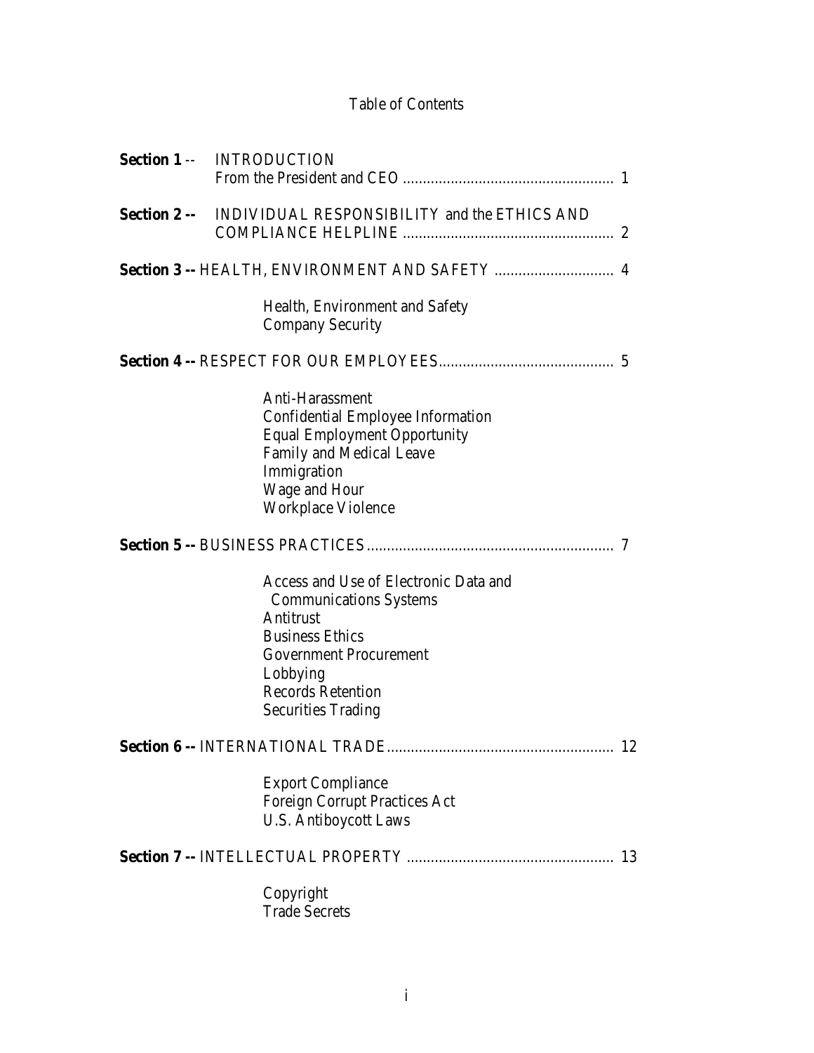# Table of Contents

**Section 1** -- INTRODUCTION
From the President and CEO .................................................... 1

**Section 2 --** INDIVIDUAL RESPONSIBILITY and the ETHICS AND COMPLIANCE HELPLINE .................................................... 2

**Section 3 --** HEALTH, ENVIRONMENT AND SAFETY ............................. 4

- Health, Environment and Safety
- Company Security

**Section 4 --** RESPECT FOR OUR EMPLOYEES........................................... 5

- Anti-Harassment
- Confidential Employee Information
- Equal Employment Opportunity
- Family and Medical Leave
- Immigration
- Wage and Hour
- Workplace Violence

**Section 5 --** BUSINESS PRACTICES............................................................. 7

- Access and Use of Electronic Data and Communications Systems
- Antitrust
- Business Ethics
- Government Procurement
- Lobbying
- Records Retention
- Securities Trading

**Section 6 --** INTERNATIONAL TRADE........................................................ 12

- Export Compliance
- Foreign Corrupt Practices Act
- U.S. Antiboycott Laws

**Section 7 --** INTELLECTUAL PROPERTY ................................................... 13

- Copyright
- Trade Secrets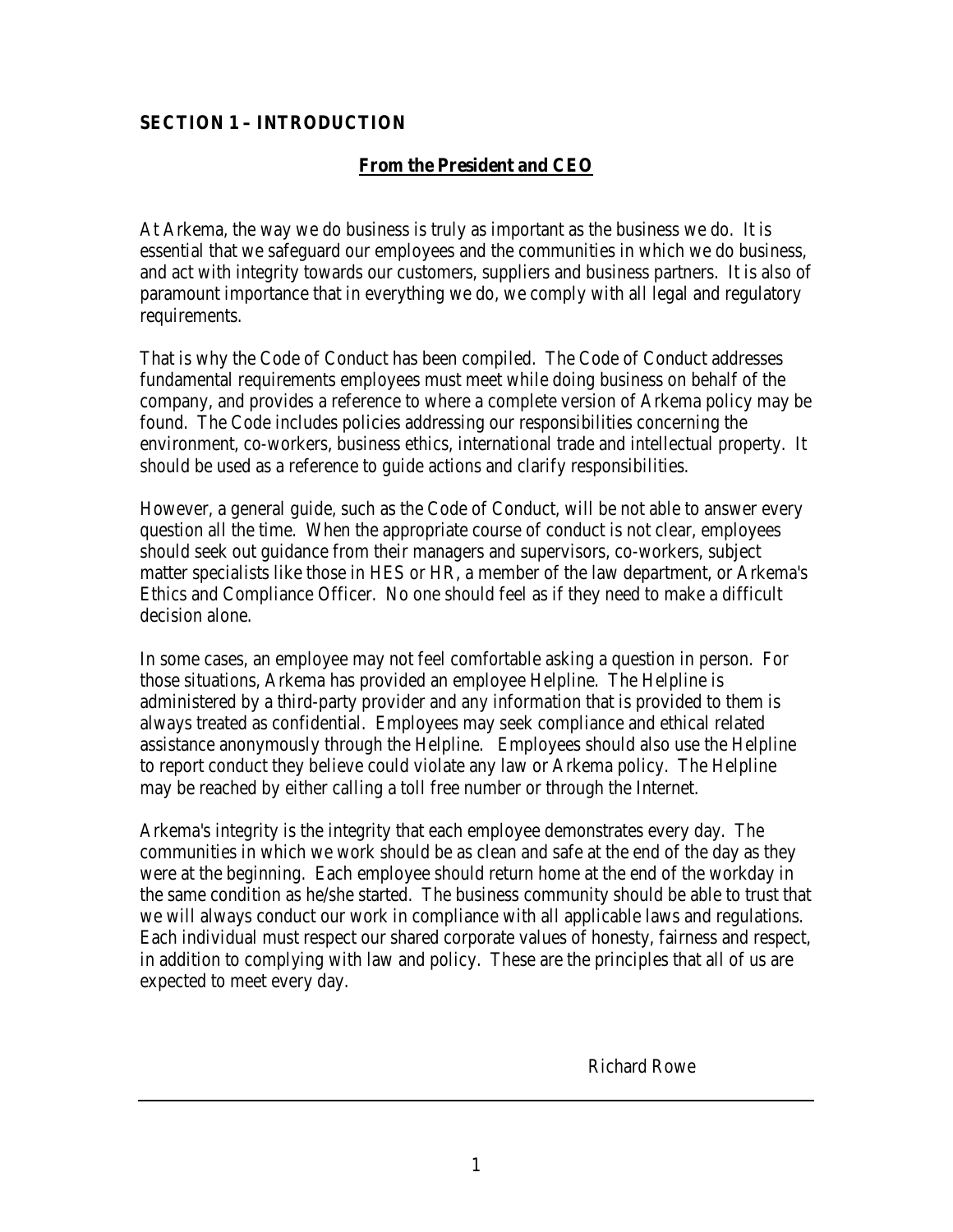## SECTION 1 – INTRODUCTION

### From the President and CEO

At Arkema, the way we do business is truly as important as the business we do. It is essential that we safeguard our employees and the communities in which we do business, and act with integrity towards our customers, suppliers and business partners. It is also of paramount importance that in everything we do, we comply with all legal and regulatory requirements.

That is why the Code of Conduct has been compiled. The Code of Conduct addresses fundamental requirements employees must meet while doing business on behalf of the company, and provides a reference to where a complete version of Arkema policy may be found. The Code includes policies addressing our responsibilities concerning the environment, co-workers, business ethics, international trade and intellectual property. It should be used as a reference to guide actions and clarify responsibilities.

However, a general guide, such as the Code of Conduct, will be not able to answer every question all the time. When the appropriate course of conduct is not clear, employees should seek out guidance from their managers and supervisors, co-workers, subject matter specialists like those in HES or HR, a member of the law department, or Arkema's Ethics and Compliance Officer. No one should feel as if they need to make a difficult decision alone.

In some cases, an employee may not feel comfortable asking a question in person. For those situations, Arkema has provided an employee Helpline. The Helpline is administered by a third-party provider and any information that is provided to them is always treated as confidential. Employees may seek compliance and ethical related assistance anonymously through the Helpline. Employees should also use the Helpline to report conduct they believe could violate any law or Arkema policy. The Helpline may be reached by either calling a toll free number or through the Internet.

Arkema's integrity is the integrity that each employee demonstrates every day. The communities in which we work should be as clean and safe at the end of the day as they were at the beginning. Each employee should return home at the end of the workday in the same condition as he/she started. The business community should be able to trust that we will always conduct our work in compliance with all applicable laws and regulations. Each individual must respect our shared corporate values of honesty, fairness and respect, in addition to complying with law and policy. These are the principles that all of us are expected to meet every day.

Richard Rowe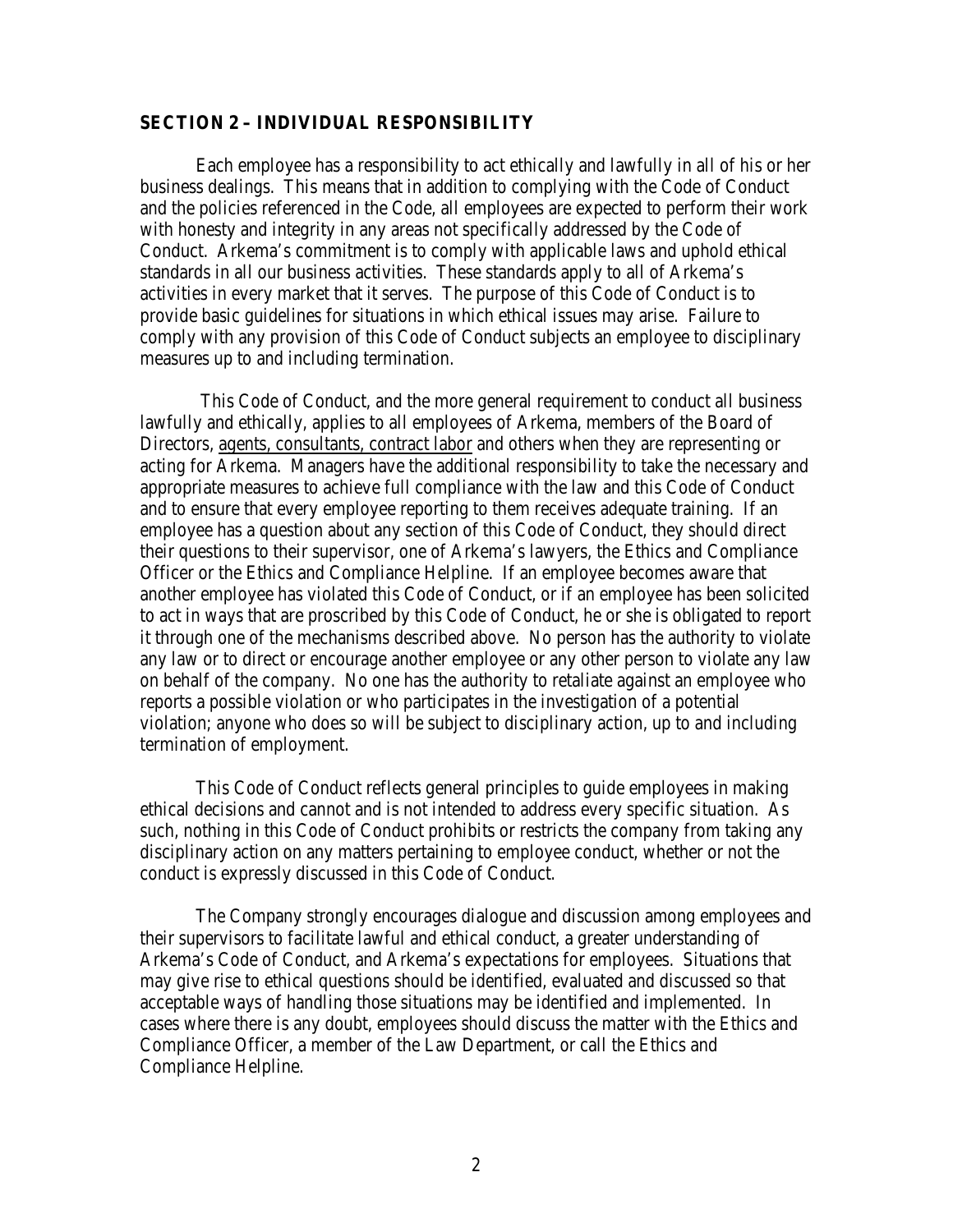## SECTION 2 – INDIVIDUAL RESPONSIBILITY

Each employee has a responsibility to act ethically and lawfully in all of his or her business dealings. This means that in addition to complying with the Code of Conduct and the policies referenced in the Code, all employees are expected to perform their work with honesty and integrity in any areas not specifically addressed by the Code of Conduct. Arkema's commitment is to comply with applicable laws and uphold ethical standards in all our business activities. These standards apply to all of Arkema's activities in every market that it serves. The purpose of this Code of Conduct is to provide basic guidelines for situations in which ethical issues may arise. Failure to comply with any provision of this Code of Conduct subjects an employee to disciplinary measures up to and including termination.

This Code of Conduct, and the more general requirement to conduct all business lawfully and ethically, applies to all employees of Arkema, members of the Board of Directors, agents, consultants, contract labor and others when they are representing or acting for Arkema. Managers have the additional responsibility to take the necessary and appropriate measures to achieve full compliance with the law and this Code of Conduct and to ensure that every employee reporting to them receives adequate training. If an employee has a question about any section of this Code of Conduct, they should direct their questions to their supervisor, one of Arkema's lawyers, the Ethics and Compliance Officer or the Ethics and Compliance Helpline. If an employee becomes aware that another employee has violated this Code of Conduct, or if an employee has been solicited to act in ways that are proscribed by this Code of Conduct, he or she is obligated to report it through one of the mechanisms described above. No person has the authority to violate any law or to direct or encourage another employee or any other person to violate any law on behalf of the company. No one has the authority to retaliate against an employee who reports a possible violation or who participates in the investigation of a potential violation; anyone who does so will be subject to disciplinary action, up to and including termination of employment.

This Code of Conduct reflects general principles to guide employees in making ethical decisions and cannot and is not intended to address every specific situation. As such, nothing in this Code of Conduct prohibits or restricts the company from taking any disciplinary action on any matters pertaining to employee conduct, whether or not the conduct is expressly discussed in this Code of Conduct.

The Company strongly encourages dialogue and discussion among employees and their supervisors to facilitate lawful and ethical conduct, a greater understanding of Arkema's Code of Conduct, and Arkema's expectations for employees. Situations that may give rise to ethical questions should be identified, evaluated and discussed so that acceptable ways of handling those situations may be identified and implemented. In cases where there is any doubt, employees should discuss the matter with the Ethics and Compliance Officer, a member of the Law Department, or call the Ethics and Compliance Helpline.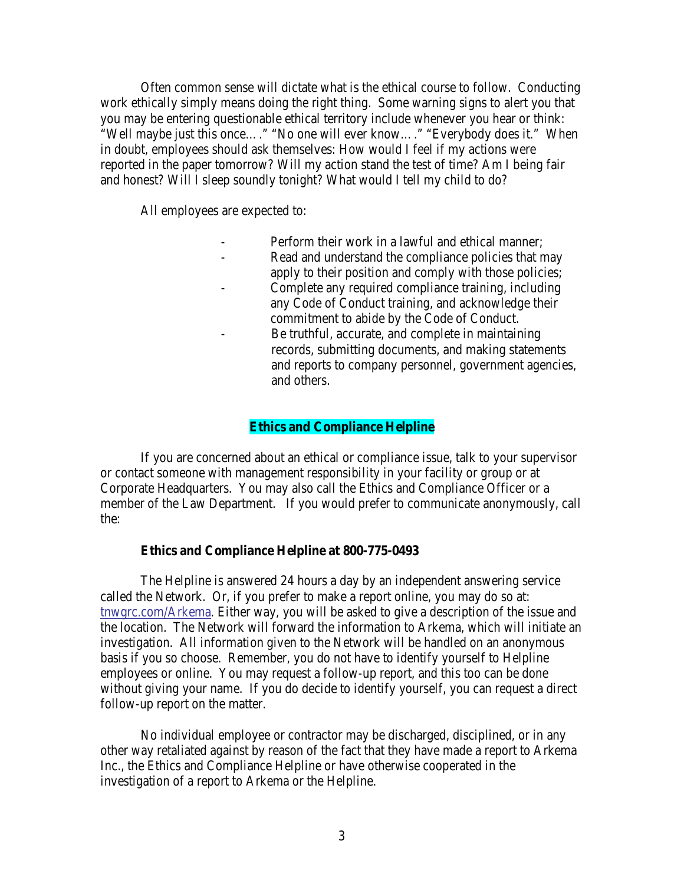Often common sense will dictate what is the ethical course to follow. Conducting work ethically simply means doing the right thing. Some warning signs to alert you that you may be entering questionable ethical territory include whenever you hear or think: "Well maybe just this once…." "No one will ever know…." "Everybody does it." When in doubt, employees should ask themselves: How would I feel if my actions were reported in the paper tomorrow? Will my action stand the test of time? Am I being fair and honest? Will I sleep soundly tonight? What would I tell my child to do?

All employees are expected to:

- Perform their work in a lawful and ethical manner;
- Read and understand the compliance policies that may apply to their position and comply with those policies;
- Complete any required compliance training, including any Code of Conduct training, and acknowledge their commitment to abide by the Code of Conduct.
- Be truthful, accurate, and complete in maintaining records, submitting documents, and making statements and reports to company personnel, government agencies, and others.

## Ethics and Compliance Helpline

If you are concerned about an ethical or compliance issue, talk to your supervisor or contact someone with management responsibility in your facility or group or at Corporate Headquarters. You may also call the Ethics and Compliance Officer or a member of the Law Department. If you would prefer to communicate anonymously, call the:

**Ethics and Compliance Helpline at 800-775-0493**

The Helpline is answered 24 hours a day by an independent answering service called the Network. Or, if you prefer to make a report online, you may do so at: tnwgrc.com/Arkema. Either way, you will be asked to give a description of the issue and the location. The Network will forward the information to Arkema, which will initiate an investigation. All information given to the Network will be handled on an anonymous basis if you so choose. Remember, you do not have to identify yourself to Helpline employees or online. You may request a follow-up report, and this too can be done without giving your name. If you do decide to identify yourself, you can request a direct follow-up report on the matter.

No individual employee or contractor may be discharged, disciplined, or in any other way retaliated against by reason of the fact that they have made a report to Arkema Inc., the Ethics and Compliance Helpline or have otherwise cooperated in the investigation of a report to Arkema or the Helpline.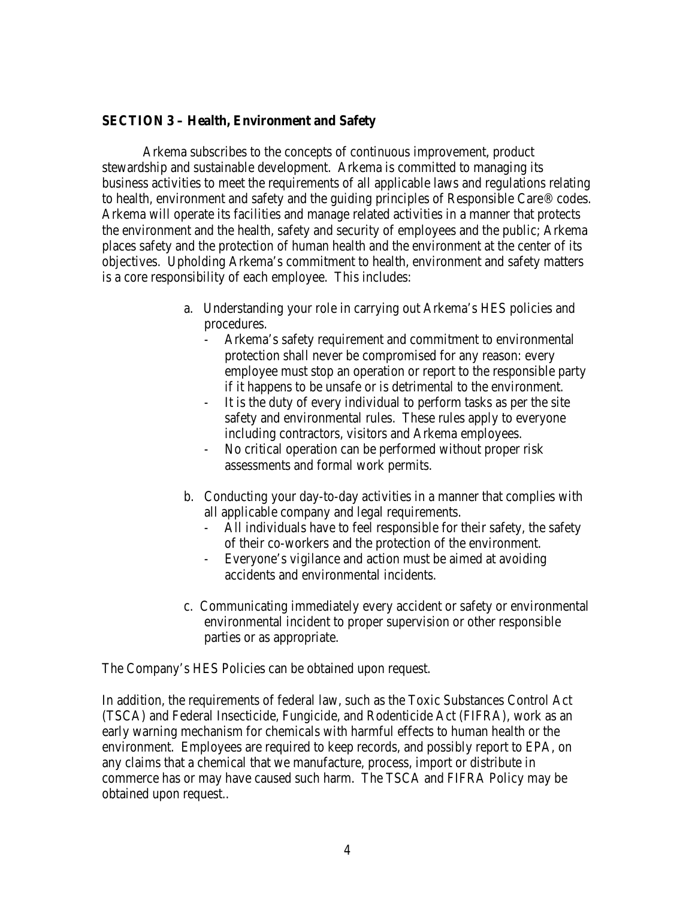**SECTION 3 – Health, Environment and Safety**

Arkema subscribes to the concepts of continuous improvement, product stewardship and sustainable development. Arkema is committed to managing its business activities to meet the requirements of all applicable laws and regulations relating to health, environment and safety and the guiding principles of Responsible Care® codes. Arkema will operate its facilities and manage related activities in a manner that protects the environment and the health, safety and security of employees and the public; Arkema places safety and the protection of human health and the environment at the center of its objectives. Upholding Arkema's commitment to health, environment and safety matters is a core responsibility of each employee. This includes:

a. Understanding your role in carrying out Arkema's HES policies and procedures.
   - Arkema's safety requirement and commitment to environmental protection shall never be compromised for any reason: every employee must stop an operation or report to the responsible party if it happens to be unsafe or is detrimental to the environment.
   - It is the duty of every individual to perform tasks as per the site safety and environmental rules. These rules apply to everyone including contractors, visitors and Arkema employees.
   - No critical operation can be performed without proper risk assessments and formal work permits.

b. Conducting your day-to-day activities in a manner that complies with all applicable company and legal requirements.
   - All individuals have to feel responsible for their safety, the safety of their co-workers and the protection of the environment.
   - Everyone's vigilance and action must be aimed at avoiding accidents and environmental incidents.

c. Communicating immediately every accident or safety or environmental environmental incident to proper supervision or other responsible parties or as appropriate.

The Company's HES Policies can be obtained upon request.

In addition, the requirements of federal law, such as the Toxic Substances Control Act (TSCA) and Federal Insecticide, Fungicide, and Rodenticide Act (FIFRA), work as an early warning mechanism for chemicals with harmful effects to human health or the environment. Employees are required to keep records, and possibly report to EPA, on any claims that a chemical that we manufacture, process, import or distribute in commerce has or may have caused such harm. The TSCA and FIFRA Policy may be obtained upon request..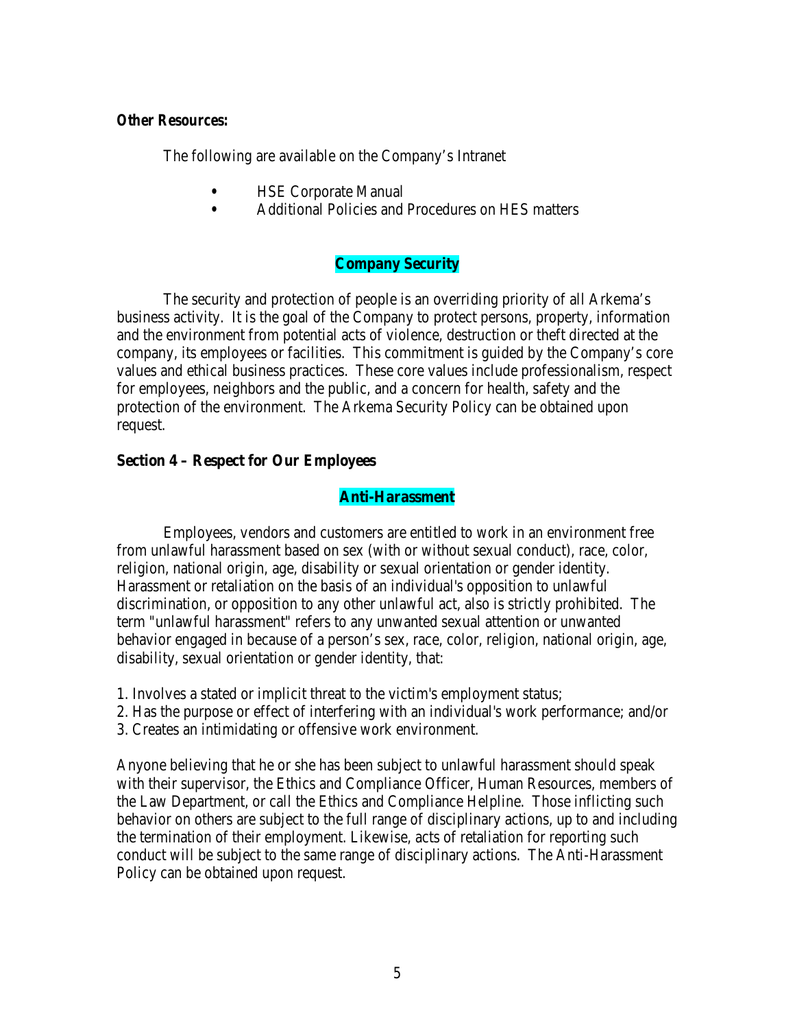**Other Resources:**

The following are available on the Company's Intranet

- HSE Corporate Manual
- Additional Policies and Procedures on HES matters

## Company Security

The security and protection of people is an overriding priority of all Arkema's business activity. It is the goal of the Company to protect persons, property, information and the environment from potential acts of violence, destruction or theft directed at the company, its employees or facilities. This commitment is guided by the Company's core values and ethical business practices. These core values include professionalism, respect for employees, neighbors and the public, and a concern for health, safety and the protection of the environment. The Arkema Security Policy can be obtained upon request.

# Section 4 – Respect for Our Employees

## Anti-Harassment

Employees, vendors and customers are entitled to work in an environment free from unlawful harassment based on sex (with or without sexual conduct), race, color, religion, national origin, age, disability or sexual orientation or gender identity. Harassment or retaliation on the basis of an individual's opposition to unlawful discrimination, or opposition to any other unlawful act, also is strictly prohibited. The term "unlawful harassment" refers to any unwanted sexual attention or unwanted behavior engaged in because of a person's sex, race, color, religion, national origin, age, disability, sexual orientation or gender identity, that:

1. Involves a stated or implicit threat to the victim's employment status;
2. Has the purpose or effect of interfering with an individual's work performance; and/or
3. Creates an intimidating or offensive work environment.

Anyone believing that he or she has been subject to unlawful harassment should speak with their supervisor, the Ethics and Compliance Officer, Human Resources, members of the Law Department, or call the Ethics and Compliance Helpline. Those inflicting such behavior on others are subject to the full range of disciplinary actions, up to and including the termination of their employment. Likewise, acts of retaliation for reporting such conduct will be subject to the same range of disciplinary actions. The Anti-Harassment Policy can be obtained upon request.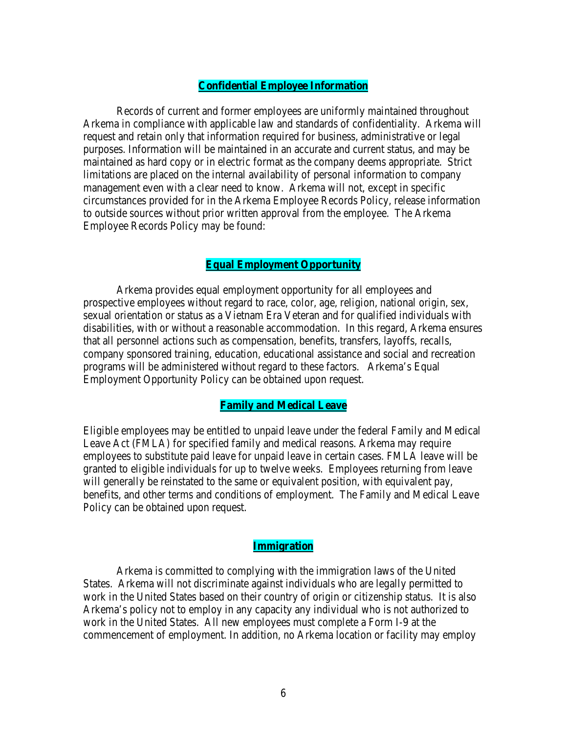## **Confidential Employee Information**

Records of current and former employees are uniformly maintained throughout Arkema in compliance with applicable law and standards of confidentiality. Arkema will request and retain only that information required for business, administrative or legal purposes. Information will be maintained in an accurate and current status, and may be maintained as hard copy or in electric format as the company deems appropriate. Strict limitations are placed on the internal availability of personal information to company management even with a clear need to know. Arkema will not, except in specific circumstances provided for in the Arkema Employee Records Policy, release information to outside sources without prior written approval from the employee. The Arkema Employee Records Policy may be found:

## **Equal Employment Opportunity**

Arkema provides equal employment opportunity for all employees and prospective employees without regard to race, color, age, religion, national origin, sex, sexual orientation or status as a Vietnam Era Veteran and for qualified individuals with disabilities, with or without a reasonable accommodation. In this regard, Arkema ensures that all personnel actions such as compensation, benefits, transfers, layoffs, recalls, company sponsored training, education, educational assistance and social and recreation programs will be administered without regard to these factors. Arkema's Equal Employment Opportunity Policy can be obtained upon request.

## **Family and Medical Leave**

Eligible employees may be entitled to unpaid leave under the federal Family and Medical Leave Act (FMLA) for specified family and medical reasons. Arkema may require employees to substitute paid leave for unpaid leave in certain cases. FMLA leave will be granted to eligible individuals for up to twelve weeks. Employees returning from leave will generally be reinstated to the same or equivalent position, with equivalent pay, benefits, and other terms and conditions of employment. The Family and Medical Leave Policy can be obtained upon request.

## **Immigration**

Arkema is committed to complying with the immigration laws of the United States. Arkema will not discriminate against individuals who are legally permitted to work in the United States based on their country of origin or citizenship status. It is also Arkema's policy not to employ in any capacity any individual who is not authorized to work in the United States. All new employees must complete a Form I-9 at the commencement of employment. In addition, no Arkema location or facility may employ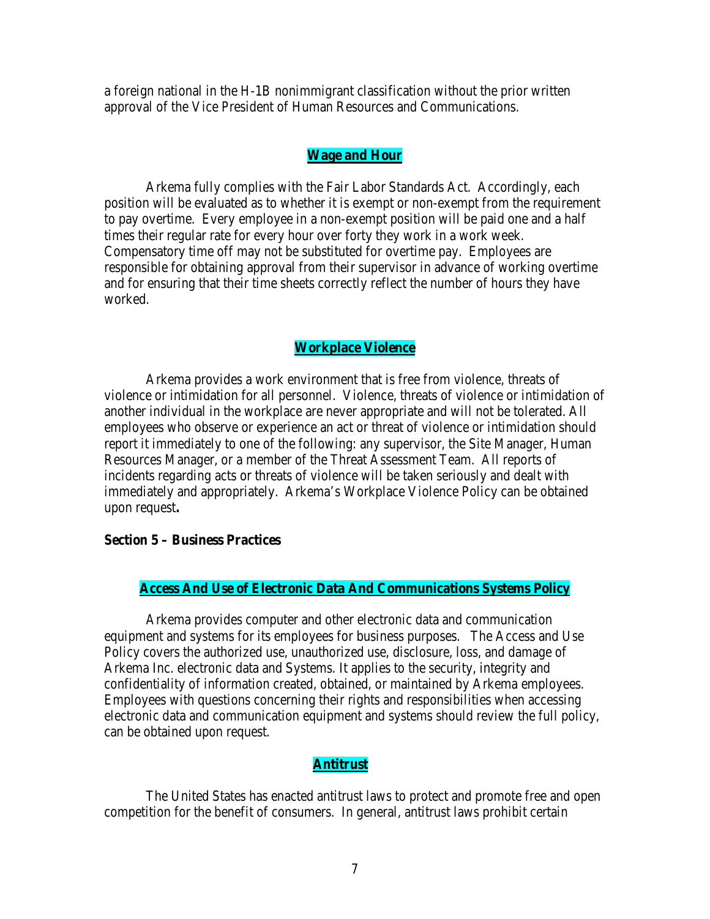a foreign national in the H-1B nonimmigrant classification without the prior written approval of the Vice President of Human Resources and Communications.

### Wage and Hour

Arkema fully complies with the Fair Labor Standards Act. Accordingly, each position will be evaluated as to whether it is exempt or non-exempt from the requirement to pay overtime. Every employee in a non-exempt position will be paid one and a half times their regular rate for every hour over forty they work in a work week. Compensatory time off may not be substituted for overtime pay. Employees are responsible for obtaining approval from their supervisor in advance of working overtime and for ensuring that their time sheets correctly reflect the number of hours they have worked.

### Workplace Violence

Arkema provides a work environment that is free from violence, threats of violence or intimidation for all personnel. Violence, threats of violence or intimidation of another individual in the workplace are never appropriate and will not be tolerated. All employees who observe or experience an act or threat of violence or intimidation should report it immediately to one of the following: any supervisor, the Site Manager, Human Resources Manager, or a member of the Threat Assessment Team. All reports of incidents regarding acts or threats of violence will be taken seriously and dealt with immediately and appropriately. Arkema's Workplace Violence Policy can be obtained upon request**.**

## Section 5 – Business Practices

### Access And Use of Electronic Data And Communications Systems Policy

Arkema provides computer and other electronic data and communication equipment and systems for its employees for business purposes. The Access and Use Policy covers the authorized use, unauthorized use, disclosure, loss, and damage of Arkema Inc. electronic data and Systems. It applies to the security, integrity and confidentiality of information created, obtained, or maintained by Arkema employees. Employees with questions concerning their rights and responsibilities when accessing electronic data and communication equipment and systems should review the full policy, can be obtained upon request.

### Antitrust

The United States has enacted antitrust laws to protect and promote free and open competition for the benefit of consumers. In general, antitrust laws prohibit certain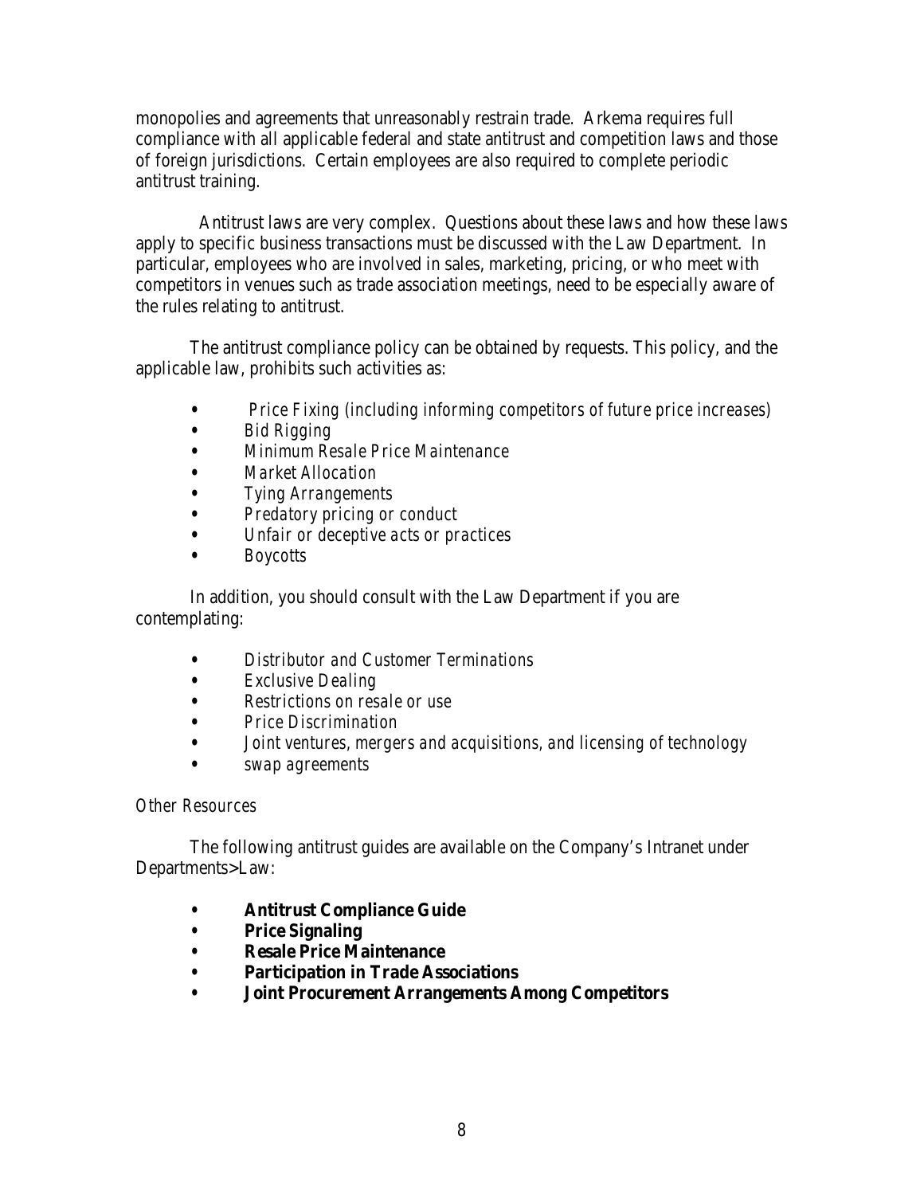monopolies and agreements that unreasonably restrain trade. Arkema requires full compliance with all applicable federal and state antitrust and competition laws and those of foreign jurisdictions. Certain employees are also required to complete periodic antitrust training.

Antitrust laws are very complex. Questions about these laws and how these laws apply to specific business transactions must be discussed with the Law Department. In particular, employees who are involved in sales, marketing, pricing, or who meet with competitors in venues such as trade association meetings, need to be especially aware of the rules relating to antitrust.

The antitrust compliance policy can be obtained by requests. This policy, and the applicable law, prohibits such activities as:

- *Price Fixing (including informing competitors of future price increases)*
- *Bid Rigging*
- *Minimum Resale Price Maintenance*
- *Market Allocation*
- *Tying Arrangements*
- *Predatory pricing or conduct*
- *Unfair or deceptive acts or practices*
- *Boycotts*

In addition, you should consult with the Law Department if you are contemplating:

- *Distributor and Customer Terminations*
- *Exclusive Dealing*
- *Restrictions on resale or use*
- *Price Discrimination*
- *Joint ventures, mergers and acquisitions, and licensing of technology*
- *swap agreements*

*Other Resources*

The following antitrust guides are available on the Company's Intranet under Departments>Law:

- **Antitrust Compliance Guide**
- **Price Signaling**
- **Resale Price Maintenance**
- **Participation in Trade Associations**
- **Joint Procurement Arrangements Among Competitors**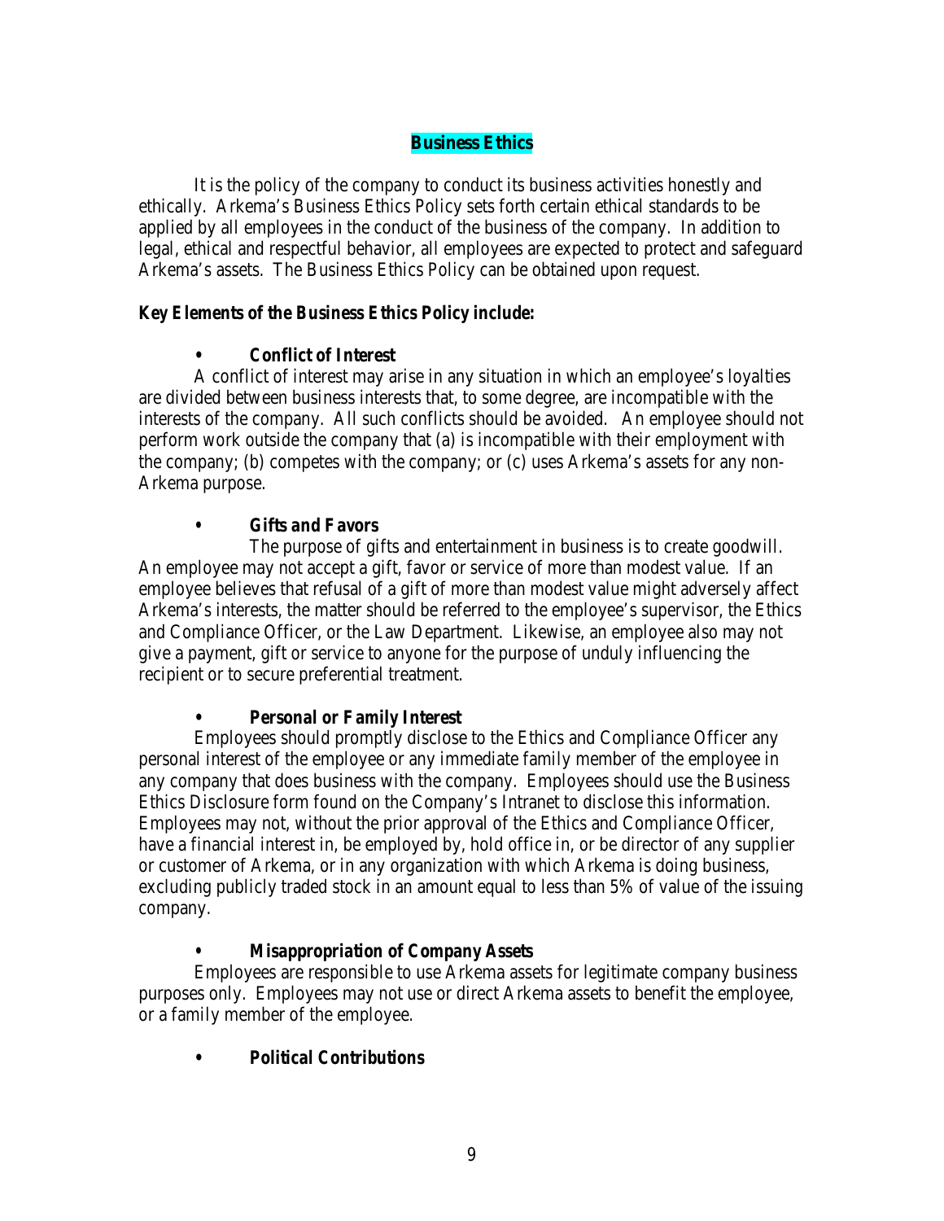## Business Ethics

It is the policy of the company to conduct its business activities honestly and ethically. Arkema's Business Ethics Policy sets forth certain ethical standards to be applied by all employees in the conduct of the business of the company. In addition to legal, ethical and respectful behavior, all employees are expected to protect and safeguard Arkema's assets. The Business Ethics Policy can be obtained upon request.

**Key Elements of the Business Ethics Policy include:**

- ***Conflict of Interest***

A conflict of interest may arise in any situation in which an employee's loyalties are divided between business interests that, to some degree, are incompatible with the interests of the company. All such conflicts should be avoided. An employee should not perform work outside the company that (a) is incompatible with their employment with the company; (b) competes with the company; or (c) uses Arkema's assets for any non-Arkema purpose.

- ***Gifts and Favors***

The purpose of gifts and entertainment in business is to create goodwill. An employee may not accept a gift, favor or service of more than modest value. If an employee believes that refusal of a gift of more than modest value might adversely affect Arkema's interests, the matter should be referred to the employee's supervisor, the Ethics and Compliance Officer, or the Law Department. Likewise, an employee also may not give a payment, gift or service to anyone for the purpose of unduly influencing the recipient or to secure preferential treatment.

- ***Personal or Family Interest***

Employees should promptly disclose to the Ethics and Compliance Officer any personal interest of the employee or any immediate family member of the employee in any company that does business with the company. Employees should use the Business Ethics Disclosure form found on the Company's Intranet to disclose this information. Employees may not, without the prior approval of the Ethics and Compliance Officer, have a financial interest in, be employed by, hold office in, or be director of any supplier or customer of Arkema, or in any organization with which Arkema is doing business, excluding publicly traded stock in an amount equal to less than 5% of value of the issuing company.

- ***Misappropriation of Company Assets***

Employees are responsible to use Arkema assets for legitimate company business purposes only. Employees may not use or direct Arkema assets to benefit the employee, or a family member of the employee.

- ***Political Contributions***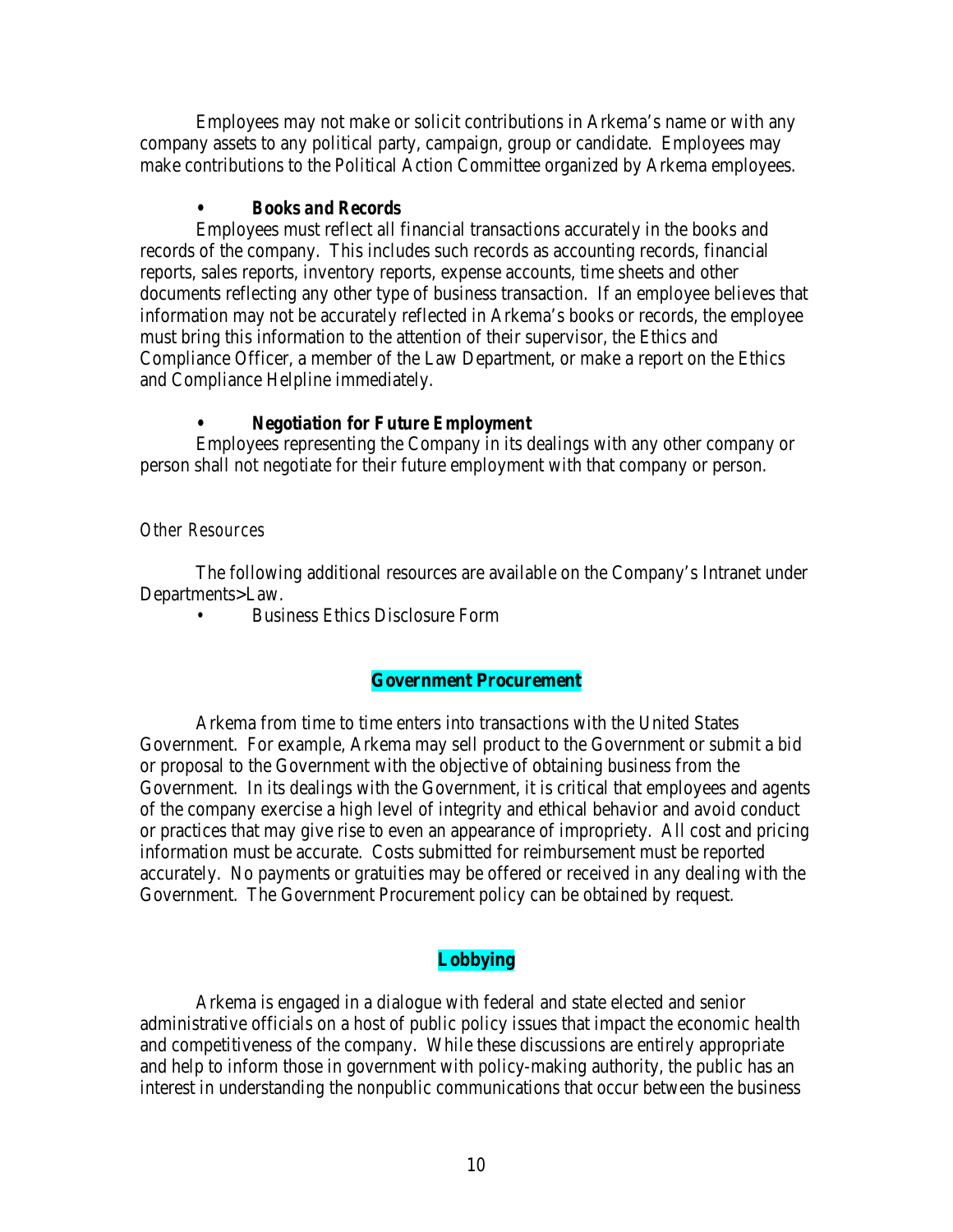Employees may not make or solicit contributions in Arkema's name or with any company assets to any political party, campaign, group or candidate. Employees may make contributions to the Political Action Committee organized by Arkema employees.

- ***Books and Records***

Employees must reflect all financial transactions accurately in the books and records of the company. This includes such records as accounting records, financial reports, sales reports, inventory reports, expense accounts, time sheets and other documents reflecting any other type of business transaction. If an employee believes that information may not be accurately reflected in Arkema's books or records, the employee must bring this information to the attention of their supervisor, the Ethics and Compliance Officer, a member of the Law Department, or make a report on the Ethics and Compliance Helpline immediately.

- ***Negotiation for Future Employment***

Employees representing the Company in its dealings with any other company or person shall not negotiate for their future employment with that company or person.

*Other Resources*

The following additional resources are available on the Company's Intranet under Departments>Law.

- Business Ethics Disclosure Form

## Government Procurement

Arkema from time to time enters into transactions with the United States Government. For example, Arkema may sell product to the Government or submit a bid or proposal to the Government with the objective of obtaining business from the Government. In its dealings with the Government, it is critical that employees and agents of the company exercise a high level of integrity and ethical behavior and avoid conduct or practices that may give rise to even an appearance of impropriety. All cost and pricing information must be accurate. Costs submitted for reimbursement must be reported accurately. No payments or gratuities may be offered or received in any dealing with the Government. The Government Procurement policy can be obtained by request.

## Lobbying

Arkema is engaged in a dialogue with federal and state elected and senior administrative officials on a host of public policy issues that impact the economic health and competitiveness of the company. While these discussions are entirely appropriate and help to inform those in government with policy-making authority, the public has an interest in understanding the nonpublic communications that occur between the business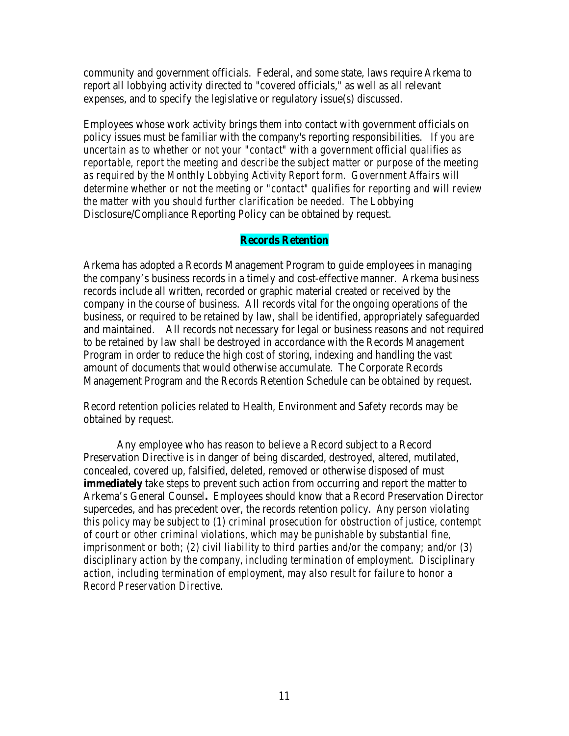community and government officials. Federal, and some state, laws require Arkema to report all lobbying activity directed to "covered officials," as well as all relevant expenses, and to specify the legislative or regulatory issue(s) discussed.

Employees whose work activity brings them into contact with government officials on policy issues must be familiar with the company's reporting responsibilities. *If you are uncertain as to whether or not your "contact" with a government official qualifies as reportable, report the meeting and describe the subject matter or purpose of the meeting as required by the Monthly Lobbying Activity Report form. Government Affairs will determine whether or not the meeting or "contact" qualifies for reporting and will review the matter with you should further clarification be needed.* The Lobbying Disclosure/Compliance Reporting Policy can be obtained by request.

## Records Retention

Arkema has adopted a Records Management Program to guide employees in managing the company's business records in a timely and cost-effective manner. Arkema business records include all written, recorded or graphic material created or received by the company in the course of business. All records vital for the ongoing operations of the business, or required to be retained by law, shall be identified, appropriately safeguarded and maintained. All records not necessary for legal or business reasons and not required to be retained by law shall be destroyed in accordance with the Records Management Program in order to reduce the high cost of storing, indexing and handling the vast amount of documents that would otherwise accumulate. The Corporate Records Management Program and the Records Retention Schedule can be obtained by request.

Record retention policies related to Health, Environment and Safety records may be obtained by request.

Any employee who has reason to believe a Record subject to a Record Preservation Directive is in danger of being discarded, destroyed, altered, mutilated, concealed, covered up, falsified, deleted, removed or otherwise disposed of must **immediately** take steps to prevent such action from occurring and report the matter to Arkema's General Counsel**.** Employees should know that a Record Preservation Director supercedes, and has precedent over, the records retention policy. *Any person violating this policy may be subject to (1) criminal prosecution for obstruction of justice, contempt of court or other criminal violations, which may be punishable by substantial fine, imprisonment or both; (2) civil liability to third parties and/or the company; and/or (3) disciplinary action by the company, including termination of employment. Disciplinary action, including termination of employment, may also result for failure to honor a Record Preservation Directive.*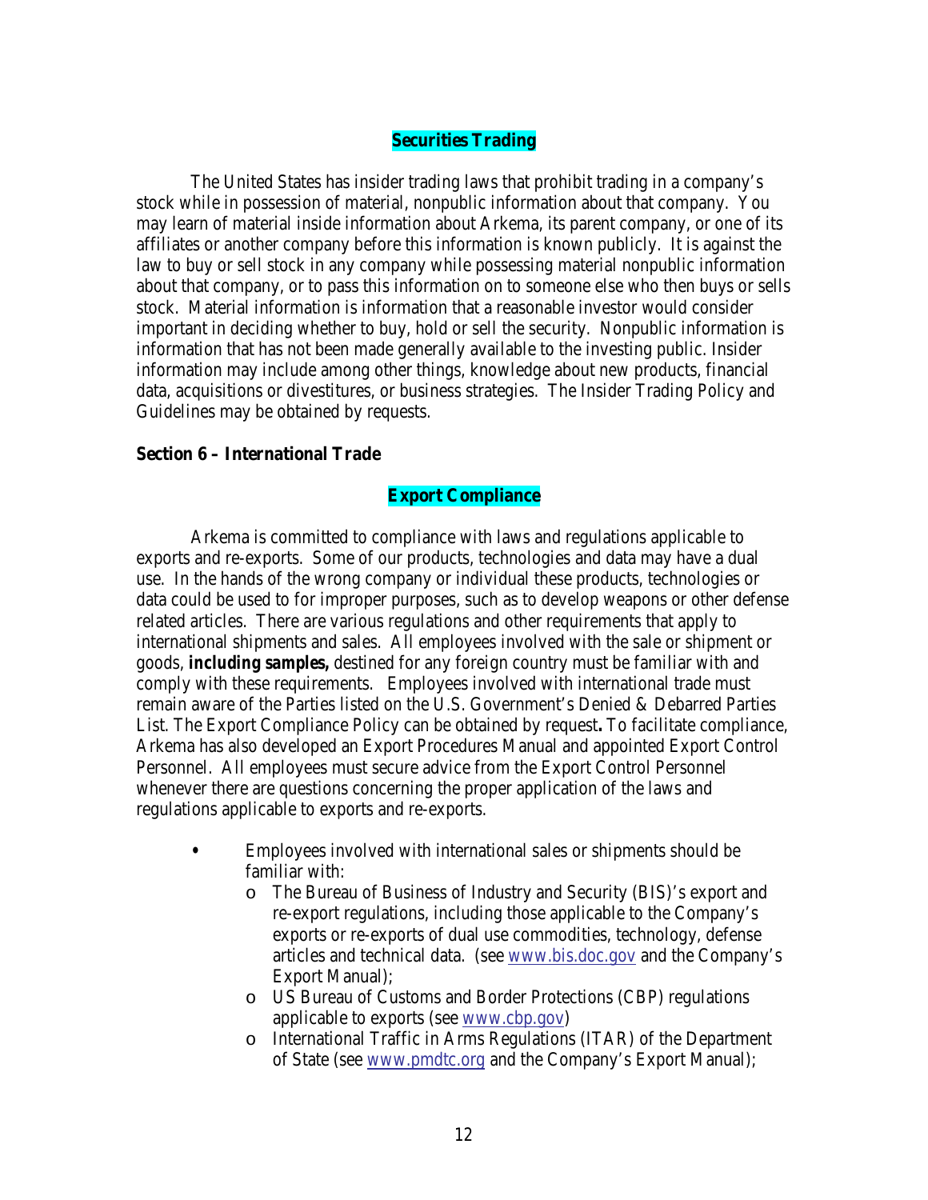### Securities Trading

The United States has insider trading laws that prohibit trading in a company's stock while in possession of material, nonpublic information about that company. You may learn of material inside information about Arkema, its parent company, or one of its affiliates or another company before this information is known publicly. It is against the law to buy or sell stock in any company while possessing material nonpublic information about that company, or to pass this information on to someone else who then buys or sells stock. Material information is information that a reasonable investor would consider important in deciding whether to buy, hold or sell the security. Nonpublic information is information that has not been made generally available to the investing public. Insider information may include among other things, knowledge about new products, financial data, acquisitions or divestitures, or business strategies. The Insider Trading Policy and Guidelines may be obtained by requests.

## Section 6 – International Trade

### Export Compliance

Arkema is committed to compliance with laws and regulations applicable to exports and re-exports. Some of our products, technologies and data may have a dual use. In the hands of the wrong company or individual these products, technologies or data could be used to for improper purposes, such as to develop weapons or other defense related articles. There are various regulations and other requirements that apply to international shipments and sales. All employees involved with the sale or shipment or goods, ***including samples,*** destined for any foreign country must be familiar with and comply with these requirements. Employees involved with international trade must remain aware of the Parties listed on the U.S. Government's Denied & Debarred Parties List. The Export Compliance Policy can be obtained by request**.** To facilitate compliance, Arkema has also developed an Export Procedures Manual and appointed Export Control Personnel. All employees must secure advice from the Export Control Personnel whenever there are questions concerning the proper application of the laws and regulations applicable to exports and re-exports.

- Employees involved with international sales or shipments should be familiar with:
  - The Bureau of Business of Industry and Security (BIS)'s export and re-export regulations, including those applicable to the Company's exports or re-exports of dual use commodities, technology, defense articles and technical data. (see www.bis.doc.gov and the Company's Export Manual);
  - US Bureau of Customs and Border Protections (CBP) regulations applicable to exports (see www.cbp.gov)
  - International Traffic in Arms Regulations (ITAR) of the Department of State (see www.pmdtc.org and the Company's Export Manual);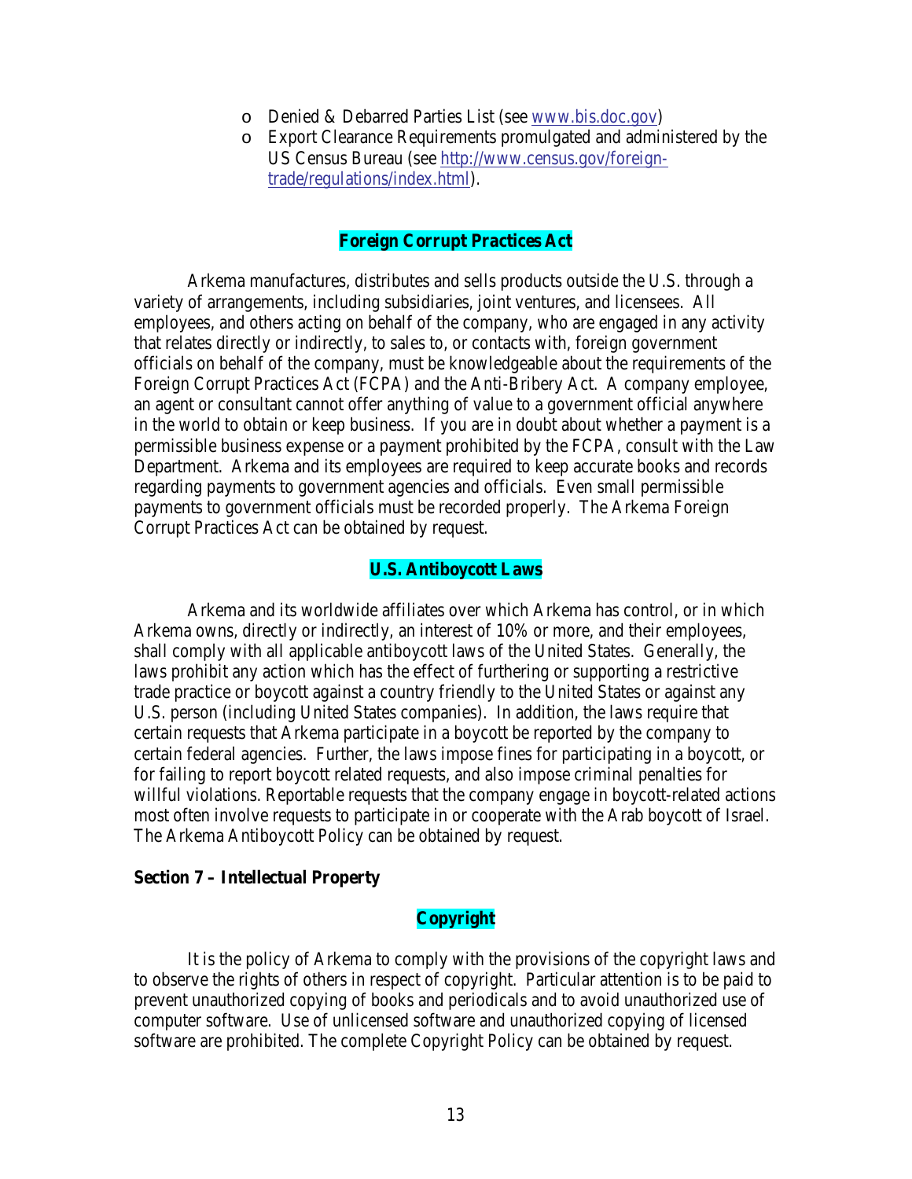- Denied & Debarred Parties List (see [www.bis.doc.gov](http://www.bis.doc.gov))
- Export Clearance Requirements promulgated and administered by the US Census Bureau (see [http://www.census.gov/foreign-trade/regulations/index.html](http://www.census.gov/foreign-trade/regulations/index.html)).

### Foreign Corrupt Practices Act

Arkema manufactures, distributes and sells products outside the U.S. through a variety of arrangements, including subsidiaries, joint ventures, and licensees. All employees, and others acting on behalf of the company, who are engaged in any activity that relates directly or indirectly, to sales to, or contacts with, foreign government officials on behalf of the company, must be knowledgeable about the requirements of the Foreign Corrupt Practices Act (FCPA) and the Anti-Bribery Act. A company employee, an agent or consultant cannot offer anything of value to a government official anywhere in the world to obtain or keep business. If you are in doubt about whether a payment is a permissible business expense or a payment prohibited by the FCPA, consult with the Law Department. Arkema and its employees are required to keep accurate books and records regarding payments to government agencies and officials. Even small permissible payments to government officials must be recorded properly. The Arkema Foreign Corrupt Practices Act can be obtained by request.

### U.S. Antiboycott Laws

Arkema and its worldwide affiliates over which Arkema has control, or in which Arkema owns, directly or indirectly, an interest of 10% or more, and their employees, shall comply with all applicable antiboycott laws of the United States. Generally, the laws prohibit any action which has the effect of furthering or supporting a restrictive trade practice or boycott against a country friendly to the United States or against any U.S. person (including United States companies). In addition, the laws require that certain requests that Arkema participate in a boycott be reported by the company to certain federal agencies. Further, the laws impose fines for participating in a boycott, or for failing to report boycott related requests, and also impose criminal penalties for willful violations. Reportable requests that the company engage in boycott-related actions most often involve requests to participate in or cooperate with the Arab boycott of Israel. The Arkema Antiboycott Policy can be obtained by request.

## Section 7 – Intellectual Property

### Copyright

It is the policy of Arkema to comply with the provisions of the copyright laws and to observe the rights of others in respect of copyright. Particular attention is to be paid to prevent unauthorized copying of books and periodicals and to avoid unauthorized use of computer software. Use of unlicensed software and unauthorized copying of licensed software are prohibited. The complete Copyright Policy can be obtained by request.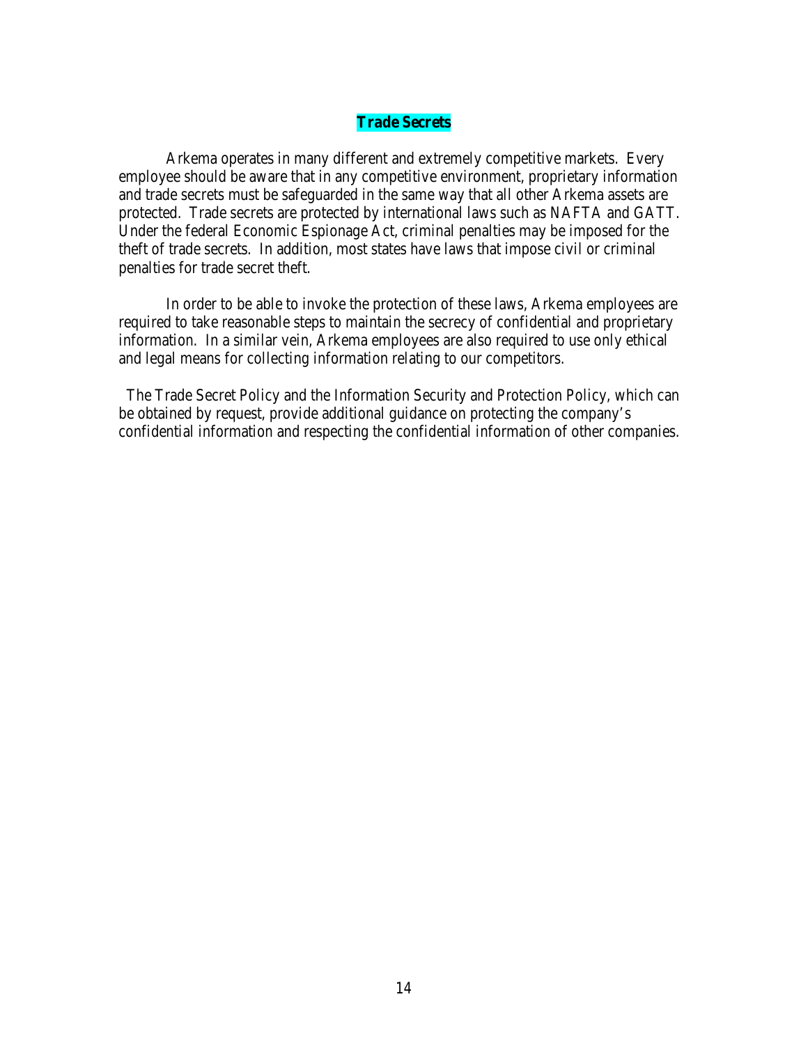## Trade Secrets

Arkema operates in many different and extremely competitive markets. Every employee should be aware that in any competitive environment, proprietary information and trade secrets must be safeguarded in the same way that all other Arkema assets are protected. Trade secrets are protected by international laws such as NAFTA and GATT. Under the federal Economic Espionage Act, criminal penalties may be imposed for the theft of trade secrets. In addition, most states have laws that impose civil or criminal penalties for trade secret theft.

In order to be able to invoke the protection of these laws, Arkema employees are required to take reasonable steps to maintain the secrecy of confidential and proprietary information. In a similar vein, Arkema employees are also required to use only ethical and legal means for collecting information relating to our competitors.

The Trade Secret Policy and the Information Security and Protection Policy, which can be obtained by request, provide additional guidance on protecting the company's confidential information and respecting the confidential information of other companies.